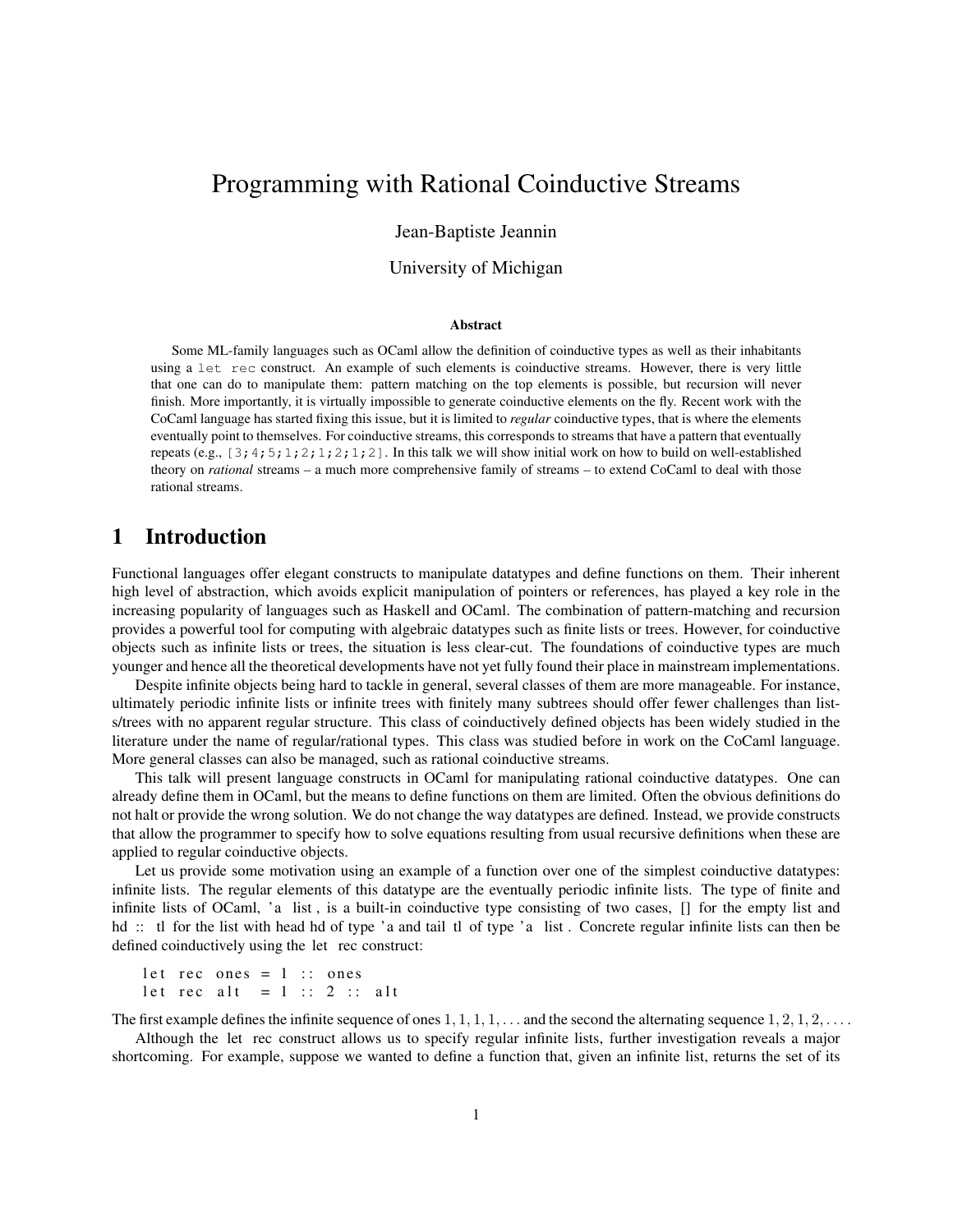# Programming with Rational Coinductive Streams

Jean-Baptiste Jeannin

University of Michigan

### Abstract

Some ML-family languages such as OCaml allow the definition of coinductive types as well as their inhabitants using a `let rec` construct. An example of such elements is coinductive streams. However, there is very little that one can do to manipulate them: pattern matching on the top elements is possible, but recursion will never finish. More importantly, it is virtually impossible to generate coinductive elements on the fly. Recent work with the CoCaml language has started fixing this issue, but it is limited to *regular* coinductive types, that is where the elements eventually point to themselves. For coinductive streams, this corresponds to streams that have a pattern that eventually repeats (e.g., `[3;4;5;1;2;1;2;1;2]`. In this talk we will show initial work on how to build on well-established theory on *rational* streams – a much more comprehensive family of streams – to extend CoCaml to deal with those rational streams.

## 1 Introduction

Functional languages offer elegant constructs to manipulate datatypes and define functions on them. Their inherent high level of abstraction, which avoids explicit manipulation of pointers or references, has played a key role in the increasing popularity of languages such as Haskell and OCaml. The combination of pattern-matching and recursion provides a powerful tool for computing with algebraic datatypes such as finite lists or trees. However, for coinductive objects such as infinite lists or trees, the situation is less clear-cut. The foundations of coinductive types are much younger and hence all the theoretical developments have not yet fully found their place in mainstream implementations.

Despite infinite objects being hard to tackle in general, several classes of them are more manageable. For instance, ultimately periodic infinite lists or infinite trees with finitely many subtrees should offer fewer challenges than lists/trees with no apparent regular structure. This class of coinductively defined objects has been widely studied in the literature under the name of regular/rational types. This class was studied before in work on the CoCaml language. More general classes can also be managed, such as rational coinductive streams.

This talk will present language constructs in OCaml for manipulating rational coinductive datatypes. One can already define them in OCaml, but the means to define functions on them are limited. Often the obvious definitions do not halt or provide the wrong solution. We do not change the way datatypes are defined. Instead, we provide constructs that allow the programmer to specify how to solve equations resulting from usual recursive definitions when these are applied to regular coinductive objects.

Let us provide some motivation using an example of a function over one of the simplest coinductive datatypes: infinite lists. The regular elements of this datatype are the eventually periodic infinite lists. The type of finite and infinite lists of OCaml, `'a list`, is a built-in coinductive type consisting of two cases, `[]` for the empty list and `hd :: tl` for the list with head `hd` of type `'a` and tail `tl` of type `'a list`. Concrete regular infinite lists can then be defined coinductively using the `let rec` construct:

```
let rec ones = 1 :: ones
let rec alt  = 1 :: 2 :: alt
```

The first example defines the infinite sequence of ones $1,1,1,1,\ldots$ and the second the alternating sequence $1,2,1,2,\ldots$.

Although the `let rec` construct allows us to specify regular infinite lists, further investigation reveals a major shortcoming. For example, suppose we wanted to define a function that, given an infinite list, returns the set of its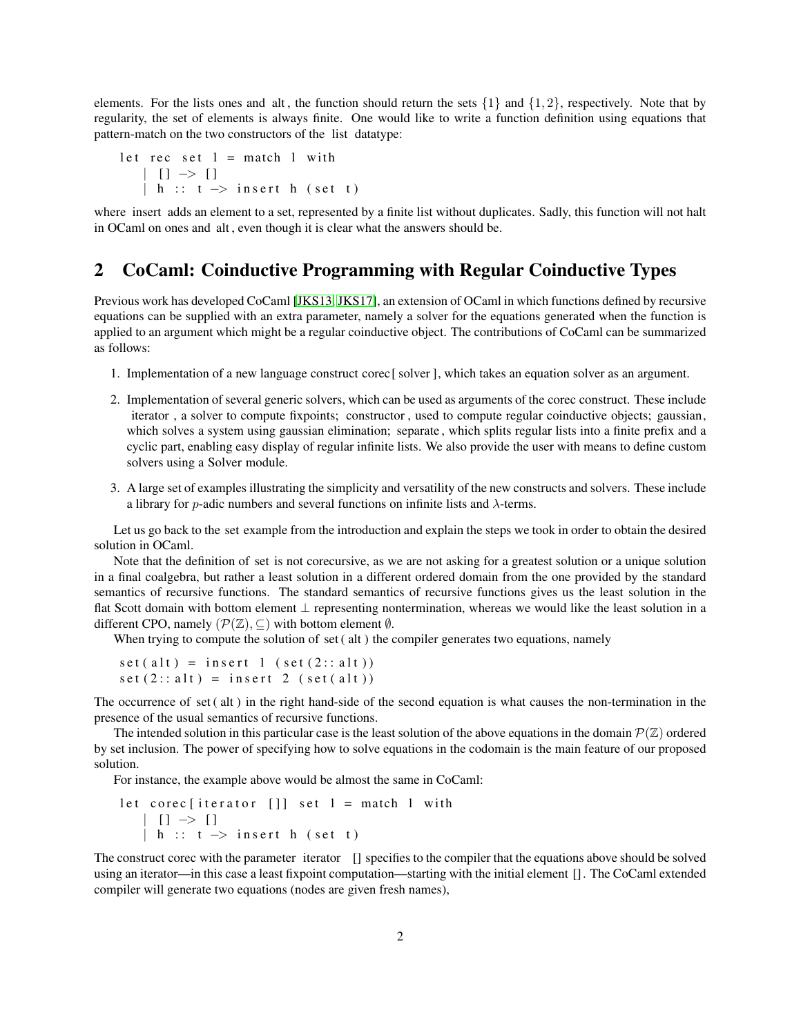elements. For the lists ones and alt, the function should return the sets $\{1\}$ and $\{1,2\}$, respectively. Note that by regularity, the set of elements is always finite. One would like to write a function definition using equations that pattern-match on the two constructors of the list datatype:

```
let rec set l = match l with
    | [] -> []
    | h :: t -> insert h (set t)
```

where insert adds an element to a set, represented by a finite list without duplicates. Sadly, this function will not halt in OCaml on ones and alt, even though it is clear what the answers should be.

## 2 CoCaml: Coinductive Programming with Regular Coinductive Types

Previous work has developed CoCaml [JKS13, JKS17], an extension of OCaml in which functions defined by recursive equations can be supplied with an extra parameter, namely a solver for the equations generated when the function is applied to an argument which might be a regular coinductive object. The contributions of CoCaml can be summarized as follows:

1. Implementation of a new language construct corec[ solver ], which takes an equation solver as an argument.
2. Implementation of several generic solvers, which can be used as arguments of the corec construct. These include iterator, a solver to compute fixpoints; constructor, used to compute regular coinductive objects; gaussian, which solves a system using gaussian elimination; separate, which splits regular lists into a finite prefix and a cyclic part, enabling easy display of regular infinite lists. We also provide the user with means to define custom solvers using a Solver module.
3. A large set of examples illustrating the simplicity and versatility of the new constructs and solvers. These include a library for $p$-adic numbers and several functions on infinite lists and $\lambda$-terms.

Let us go back to the set example from the introduction and explain the steps we took in order to obtain the desired solution in OCaml.

Note that the definition of set is not corecursive, as we are not asking for a greatest solution or a unique solution in a final coalgebra, but rather a least solution in a different ordered domain from the one provided by the standard semantics of recursive functions. The standard semantics of recursive functions gives us the least solution in the flat Scott domain with bottom element $\perp$ representing nontermination, whereas we would like the least solution in a different CPO, namely $(\mathcal{P}(\mathbb{Z}), \subseteq)$ with bottom element $\emptyset$.

When trying to compute the solution of set(alt) the compiler generates two equations, namely

```
set(alt) = insert 1 (set(2::alt))
set(2::alt) = insert 2 (set(alt))
```

The occurrence of set(alt) in the right hand-side of the second equation is what causes the non-termination in the presence of the usual semantics of recursive functions.

The intended solution in this particular case is the least solution of the above equations in the domain $\mathcal{P}(\mathbb{Z})$ ordered by set inclusion. The power of specifying how to solve equations in the codomain is the main feature of our proposed solution.

For instance, the example above would be almost the same in CoCaml:

```
let corec[iterator []] set l = match l with
    | [] -> []
    | h :: t -> insert h (set t)
```

The construct corec with the parameter iterator [] specifies to the compiler that the equations above should be solved using an iterator—in this case a least fixpoint computation—starting with the initial element []. The CoCaml extended compiler will generate two equations (nodes are given fresh names),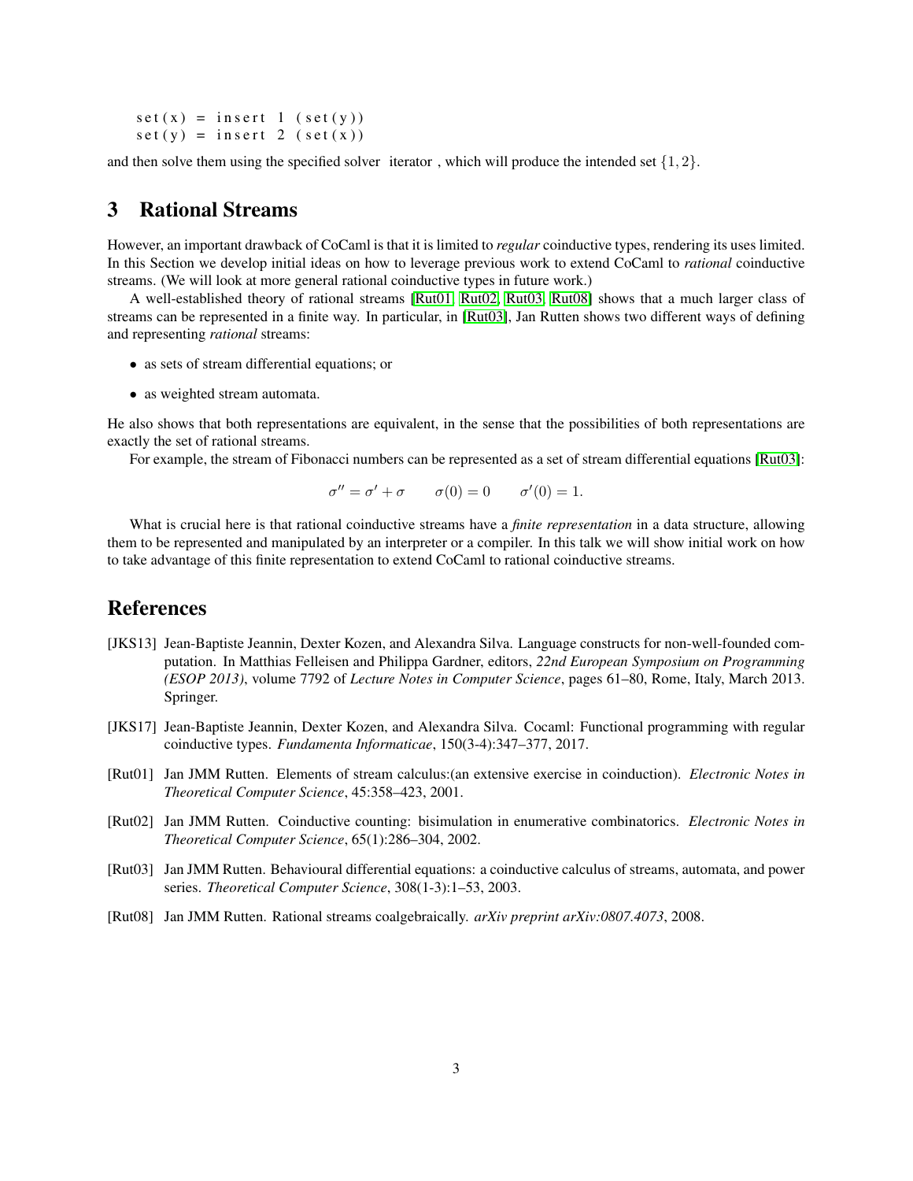```
set(x) = insert 1 (set(y))
set(y) = insert 2 (set(x))
```

and then solve them using the specified solver iterator , which will produce the intended set $\{1, 2\}$.

## 3 Rational Streams

However, an important drawback of CoCaml is that it is limited to *regular* coinductive types, rendering its uses limited. In this Section we develop initial ideas on how to leverage previous work to extend CoCaml to *rational* coinductive streams. (We will look at more general rational coinductive types in future work.)

A well-established theory of rational streams [Rut01, Rut02, Rut03, Rut08] shows that a much larger class of streams can be represented in a finite way. In particular, in [Rut03], Jan Rutten shows two different ways of defining and representing *rational* streams:

- as sets of stream differential equations; or
- as weighted stream automata.

He also shows that both representations are equivalent, in the sense that the possibilities of both representations are exactly the set of rational streams.

For example, the stream of Fibonacci numbers can be represented as a set of stream differential equations [Rut03]:

$$\sigma'' = \sigma' + \sigma \qquad \sigma(0) = 0 \qquad \sigma'(0) = 1.$$

What is crucial here is that rational coinductive streams have a *finite representation* in a data structure, allowing them to be represented and manipulated by an interpreter or a compiler. In this talk we will show initial work on how to take advantage of this finite representation to extend CoCaml to rational coinductive streams.

## References

[JKS13] Jean-Baptiste Jeannin, Dexter Kozen, and Alexandra Silva. Language constructs for non-well-founded computation. In Matthias Felleisen and Philippa Gardner, editors, *22nd European Symposium on Programming (ESOP 2013)*, volume 7792 of *Lecture Notes in Computer Science*, pages 61–80, Rome, Italy, March 2013. Springer.

[JKS17] Jean-Baptiste Jeannin, Dexter Kozen, and Alexandra Silva. Cocaml: Functional programming with regular coinductive types. *Fundamenta Informaticae*, 150(3-4):347–377, 2017.

[Rut01] Jan JMM Rutten. Elements of stream calculus:(an extensive exercise in coinduction). *Electronic Notes in Theoretical Computer Science*, 45:358–423, 2001.

[Rut02] Jan JMM Rutten. Coinductive counting: bisimulation in enumerative combinatorics. *Electronic Notes in Theoretical Computer Science*, 65(1):286–304, 2002.

[Rut03] Jan JMM Rutten. Behavioural differential equations: a coinductive calculus of streams, automata, and power series. *Theoretical Computer Science*, 308(1-3):1–53, 2003.

[Rut08] Jan JMM Rutten. Rational streams coalgebraically. *arXiv preprint arXiv:0807.4073*, 2008.